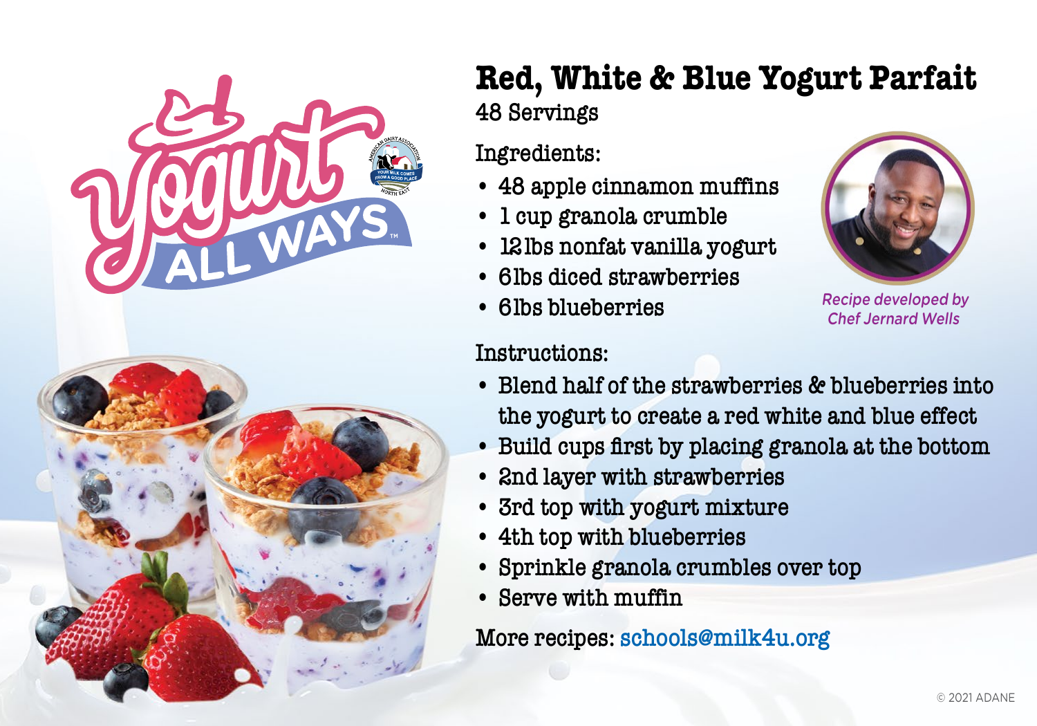Yogurt ALL WAYS™

# Red, White & Blue Yogurt Parfait

48 Servings

## Ingredients:

- 48 apple cinnamon muffins
- 1 cup granola crumble
- 12 lbs nonfat vanilla yogurt
- 6 lbs diced strawberries
- 6 lbs blueberries

*Recipe developed by Chef Jernard Wells*

## Instructions:

- Blend half of the strawberries & blueberries into the yogurt to create a red white and blue effect
- Build cups first by placing granola at the bottom
- 2nd layer with strawberries
- 3rd top with yogurt mixture
- 4th top with blueberries
- Sprinkle granola crumbles over top
- Serve with muffin

More recipes: schools@milk4u.org

© 2021 ADANE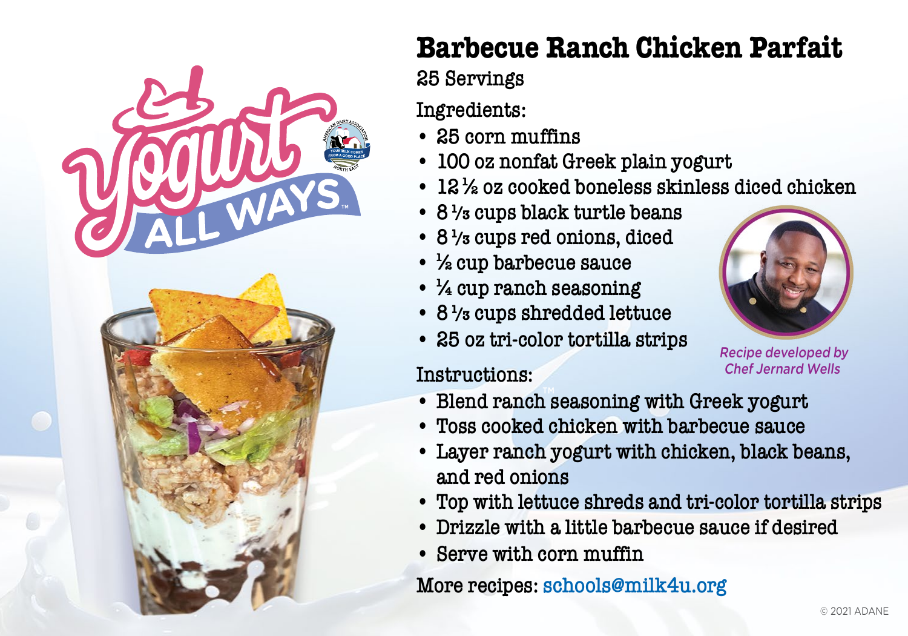# Barbecue Ranch Chicken Parfait

25 Servings

Ingredients:

- 25 corn muffins
- 100 oz nonfat Greek plain yogurt
- 12 ½ oz cooked boneless skinless diced chicken
- 8 ⅓ cups black turtle beans
- 8 ⅓ cups red onions, diced
- ½ cup barbecue sauce
- ¼ cup ranch seasoning
- 8 ⅓ cups shredded lettuce
- 25 oz tri-color tortilla strips

*Recipe developed by Chef Jernard Wells*

Instructions:

- Blend ranch seasoning with Greek yogurt
- Toss cooked chicken with barbecue sauce
- Layer ranch yogurt with chicken, black beans, and red onions
- Top with lettuce shreds and tri-color tortilla strips
- Drizzle with a little barbecue sauce if desired
- Serve with corn muffin

More recipes: schools@milk4u.org

© 2021 ADANE